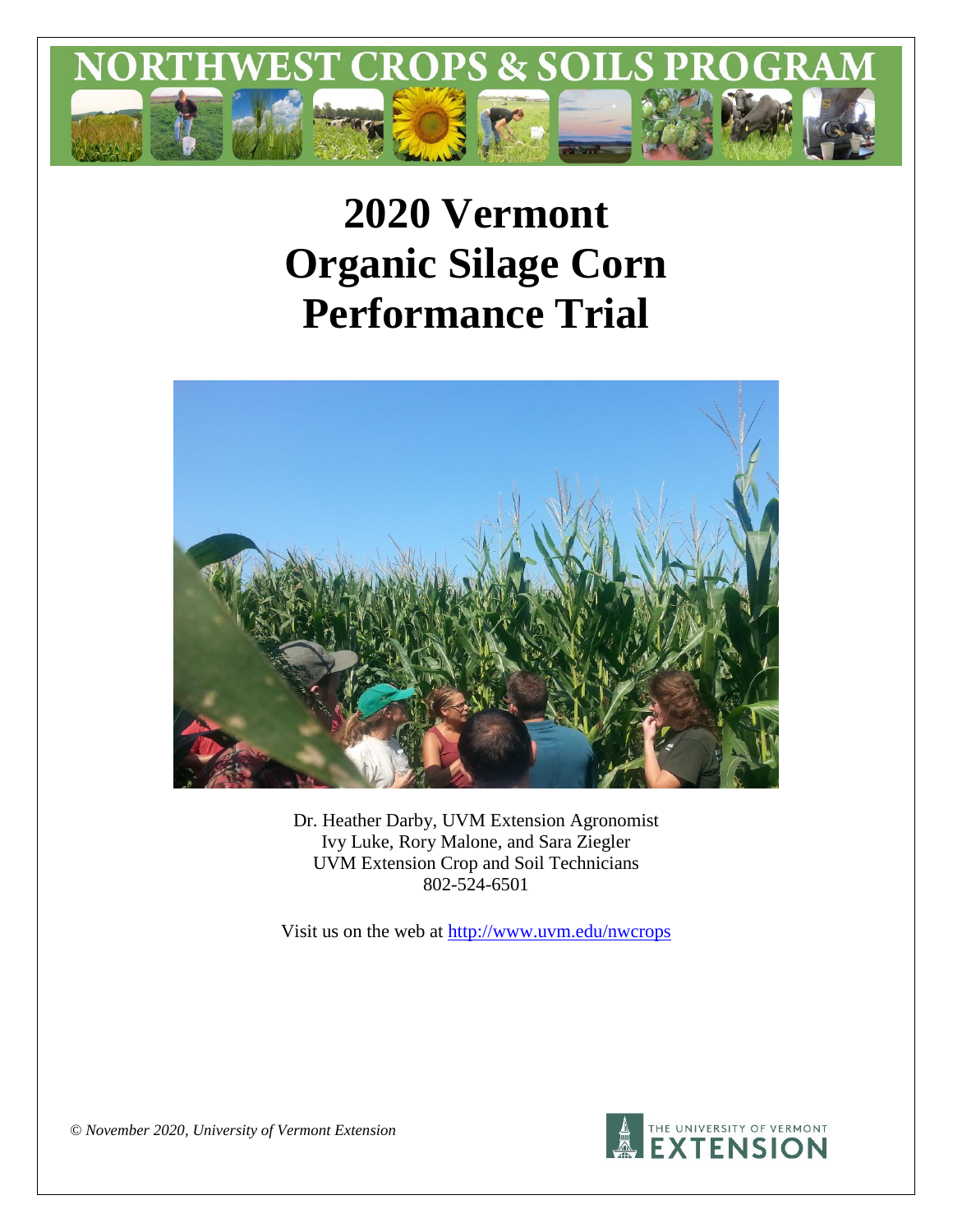NORTHWEST CROPS & SOILS PROGRAM

# 2020 Vermont Organic Silage Corn Performance Trial

Dr. Heather Darby, UVM Extension Agronomist
Ivy Luke, Rory Malone, and Sara Ziegler
UVM Extension Crop and Soil Technicians
802-524-6501

Visit us on the web at http://www.uvm.edu/nwcrops

*© November 2020, University of Vermont Extension*

THE UNIVERSITY OF VERMONT EXTENSION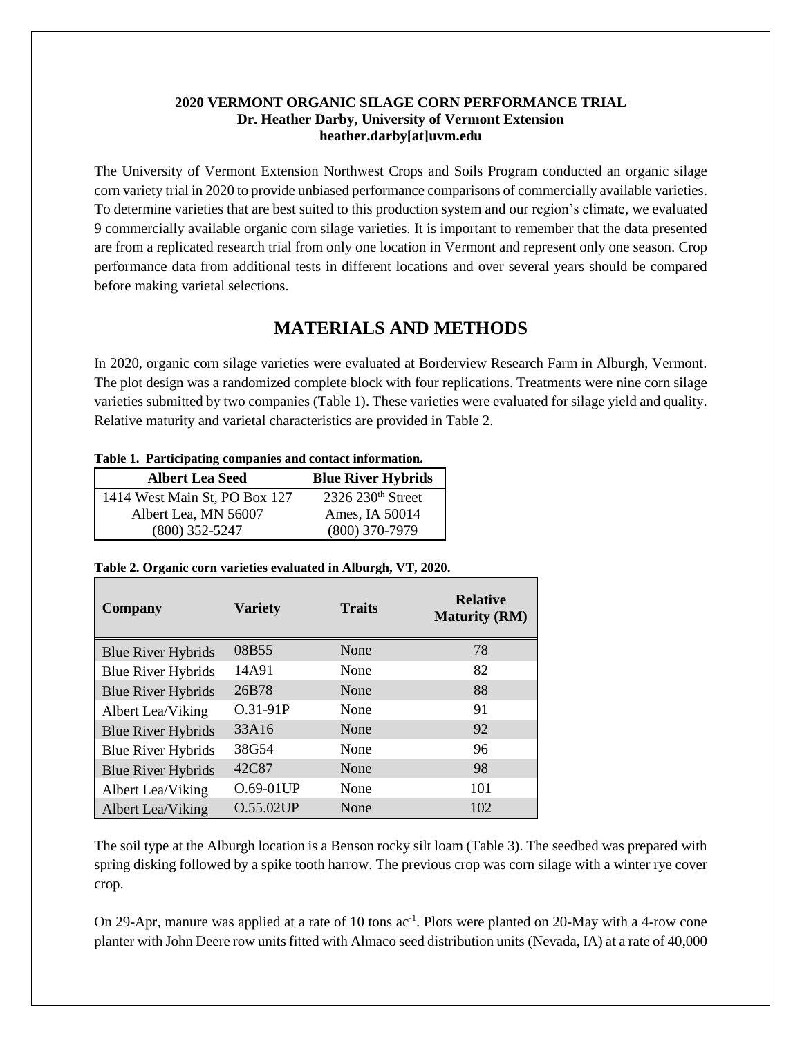**2020 VERMONT ORGANIC SILAGE CORN PERFORMANCE TRIAL**
**Dr. Heather Darby, University of Vermont Extension**
**heather.darby[at]uvm.edu**

The University of Vermont Extension Northwest Crops and Soils Program conducted an organic silage corn variety trial in 2020 to provide unbiased performance comparisons of commercially available varieties. To determine varieties that are best suited to this production system and our region's climate, we evaluated 9 commercially available organic corn silage varieties. It is important to remember that the data presented are from a replicated research trial from only one location in Vermont and represent only one season. Crop performance data from additional tests in different locations and over several years should be compared before making varietal selections.

## MATERIALS AND METHODS

In 2020, organic corn silage varieties were evaluated at Borderview Research Farm in Alburgh, Vermont. The plot design was a randomized complete block with four replications. Treatments were nine corn silage varieties submitted by two companies (Table 1). These varieties were evaluated for silage yield and quality. Relative maturity and varietal characteristics are provided in Table 2.

**Table 1. Participating companies and contact information.**

| Albert Lea Seed | Blue River Hybrids |
|---|---|
| 1414 West Main St, PO Box 127 | 2326 230th Street |
| Albert Lea, MN 56007 | Ames, IA 50014 |
| (800) 352-5247 | (800) 370-7979 |

**Table 2. Organic corn varieties evaluated in Alburgh, VT, 2020.**

| Company | Variety | Traits | Relative Maturity (RM) |
|---|---|---|---|
| Blue River Hybrids | 08B55 | None | 78 |
| Blue River Hybrids | 14A91 | None | 82 |
| Blue River Hybrids | 26B78 | None | 88 |
| Albert Lea/Viking | O.31-91P | None | 91 |
| Blue River Hybrids | 33A16 | None | 92 |
| Blue River Hybrids | 38G54 | None | 96 |
| Blue River Hybrids | 42C87 | None | 98 |
| Albert Lea/Viking | O.69-01UP | None | 101 |
| Albert Lea/Viking | O.55.02UP | None | 102 |

The soil type at the Alburgh location is a Benson rocky silt loam (Table 3). The seedbed was prepared with spring disking followed by a spike tooth harrow. The previous crop was corn silage with a winter rye cover crop.

On 29-Apr, manure was applied at a rate of 10 tons $ac^{-1}$. Plots were planted on 20-May with a 4-row cone planter with John Deere row units fitted with Almaco seed distribution units (Nevada, IA) at a rate of 40,000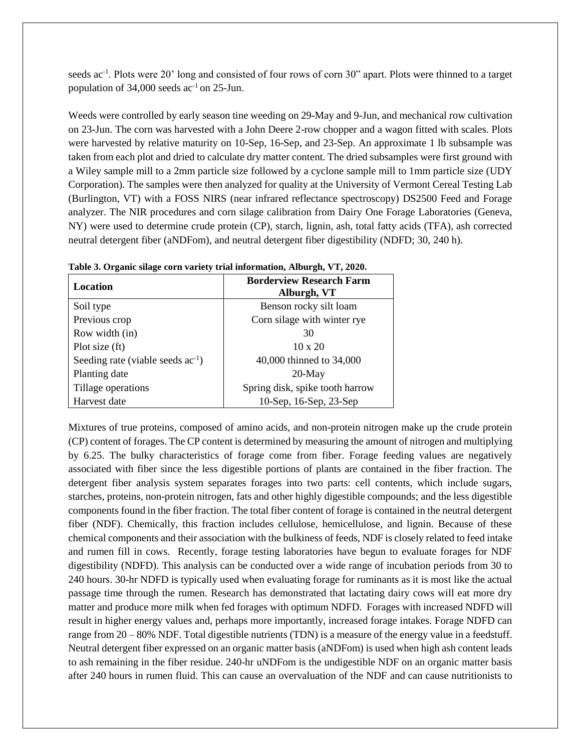seeds ac$^{-1}$. Plots were 20' long and consisted of four rows of corn 30" apart. Plots were thinned to a target population of 34,000 seeds ac$^{-1}$ on 25-Jun.

Weeds were controlled by early season tine weeding on 29-May and 9-Jun, and mechanical row cultivation on 23-Jun. The corn was harvested with a John Deere 2-row chopper and a wagon fitted with scales. Plots were harvested by relative maturity on 10-Sep, 16-Sep, and 23-Sep. An approximate 1 lb subsample was taken from each plot and dried to calculate dry matter content. The dried subsamples were first ground with a Wiley sample mill to a 2mm particle size followed by a cyclone sample mill to 1mm particle size (UDY Corporation). The samples were then analyzed for quality at the University of Vermont Cereal Testing Lab (Burlington, VT) with a FOSS NIRS (near infrared reflectance spectroscopy) DS2500 Feed and Forage analyzer. The NIR procedures and corn silage calibration from Dairy One Forage Laboratories (Geneva, NY) were used to determine crude protein (CP), starch, lignin, ash, total fatty acids (TFA), ash corrected neutral detergent fiber (aNDFom), and neutral detergent fiber digestibility (NDFD; 30, 240 h).

**Table 3. Organic silage corn variety trial information, Alburgh, VT, 2020.**

| Location | Borderview Research Farm Alburgh, VT |
|---|---|
| Soil type | Benson rocky silt loam |
| Previous crop | Corn silage with winter rye |
| Row width (in) | 30 |
| Plot size (ft) | 10 x 20 |
| Seeding rate (viable seeds ac$^{-1}$) | 40,000 thinned to 34,000 |
| Planting date | 20-May |
| Tillage operations | Spring disk, spike tooth harrow |
| Harvest date | 10-Sep, 16-Sep, 23-Sep |

Mixtures of true proteins, composed of amino acids, and non-protein nitrogen make up the crude protein (CP) content of forages. The CP content is determined by measuring the amount of nitrogen and multiplying by 6.25. The bulky characteristics of forage come from fiber. Forage feeding values are negatively associated with fiber since the less digestible portions of plants are contained in the fiber fraction. The detergent fiber analysis system separates forages into two parts: cell contents, which include sugars, starches, proteins, non-protein nitrogen, fats and other highly digestible compounds; and the less digestible components found in the fiber fraction. The total fiber content of forage is contained in the neutral detergent fiber (NDF). Chemically, this fraction includes cellulose, hemicellulose, and lignin. Because of these chemical components and their association with the bulkiness of feeds, NDF is closely related to feed intake and rumen fill in cows. Recently, forage testing laboratories have begun to evaluate forages for NDF digestibility (NDFD). This analysis can be conducted over a wide range of incubation periods from 30 to 240 hours. 30-hr NDFD is typically used when evaluating forage for ruminants as it is most like the actual passage time through the rumen. Research has demonstrated that lactating dairy cows will eat more dry matter and produce more milk when fed forages with optimum NDFD. Forages with increased NDFD will result in higher energy values and, perhaps more importantly, increased forage intakes. Forage NDFD can range from 20 – 80% NDF. Total digestible nutrients (TDN) is a measure of the energy value in a feedstuff. Neutral detergent fiber expressed on an organic matter basis (aNDFom) is used when high ash content leads to ash remaining in the fiber residue. 240-hr uNDFom is the undigestible NDF on an organic matter basis after 240 hours in rumen fluid. This can cause an overvaluation of the NDF and can cause nutritionists to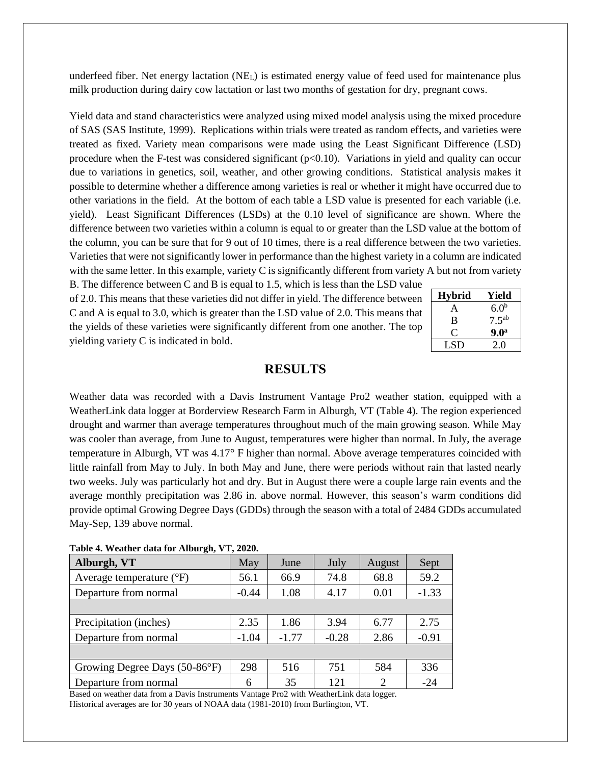underfeed fiber. Net energy lactation ($NE_L$) is estimated energy value of feed used for maintenance plus milk production during dairy cow lactation or last two months of gestation for dry, pregnant cows.

Yield data and stand characteristics were analyzed using mixed model analysis using the mixed procedure of SAS (SAS Institute, 1999). Replications within trials were treated as random effects, and varieties were treated as fixed. Variety mean comparisons were made using the Least Significant Difference (LSD) procedure when the F-test was considered significant ($p<0.10$). Variations in yield and quality can occur due to variations in genetics, soil, weather, and other growing conditions. Statistical analysis makes it possible to determine whether a difference among varieties is real or whether it might have occurred due to other variations in the field. At the bottom of each table a LSD value is presented for each variable (i.e. yield). Least Significant Differences (LSDs) at the 0.10 level of significance are shown. Where the difference between two varieties within a column is equal to or greater than the LSD value at the bottom of the column, you can be sure that for 9 out of 10 times, there is a real difference between the two varieties. Varieties that were not significantly lower in performance than the highest variety in a column are indicated with the same letter. In this example, variety C is significantly different from variety A but not from variety B. The difference between C and B is equal to 1.5, which is less than the LSD value of 2.0. This means that these varieties did not differ in yield. The difference between C and A is equal to 3.0, which is greater than the LSD value of 2.0. This means that the yields of these varieties were significantly different from one another. The top yielding variety C is indicated in bold.

| Hybrid | Yield |
|---|---|
| A | 6.0[b] |
| B | 7.5[ab] |
| C | **9.0[a]** |
| LSD | 2.0 |

# RESULTS

Weather data was recorded with a Davis Instrument Vantage Pro2 weather station, equipped with a WeatherLink data logger at Borderview Research Farm in Alburgh, VT (Table 4). The region experienced drought and warmer than average temperatures throughout much of the main growing season. While May was cooler than average, from June to August, temperatures were higher than normal. In July, the average temperature in Alburgh, VT was 4.17° F higher than normal. Above average temperatures coincided with little rainfall from May to July. In both May and June, there were periods without rain that lasted nearly two weeks. July was particularly hot and dry. But in August there were a couple large rain events and the average monthly precipitation was 2.86 in. above normal. However, this season's warm conditions did provide optimal Growing Degree Days (GDDs) through the season with a total of 2484 GDDs accumulated May-Sep, 139 above normal.

**Table 4. Weather data for Alburgh, VT, 2020.**

| Alburgh, VT | May | June | July | August | Sept |
|---|---|---|---|---|---|
| Average temperature (°F) | 56.1 | 66.9 | 74.8 | 68.8 | 59.2 |
| Departure from normal | -0.44 | 1.08 | 4.17 | 0.01 | -1.33 |
| | | | | | |
| Precipitation (inches) | 2.35 | 1.86 | 3.94 | 6.77 | 2.75 |
| Departure from normal | -1.04 | -1.77 | -0.28 | 2.86 | -0.91 |
| | | | | | |
| Growing Degree Days (50-86°F) | 298 | 516 | 751 | 584 | 336 |
| Departure from normal | 6 | 35 | 121 | 2 | -24 |

Based on weather data from a Davis Instruments Vantage Pro2 with WeatherLink data logger.
Historical averages are for 30 years of NOAA data (1981-2010) from Burlington, VT.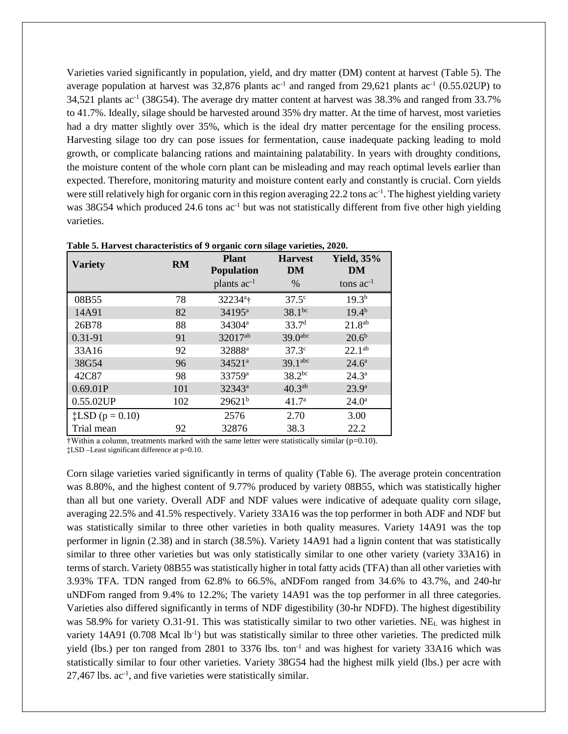Varieties varied significantly in population, yield, and dry matter (DM) content at harvest (Table 5). The average population at harvest was 32,876 plants ac$^{-1}$ and ranged from 29,621 plants ac$^{-1}$ (0.55.02UP) to 34,521 ac$^{-1}$ (38G54). The average dry matter content at harvest was 38.3% and ranged from 33.7% to 41.7%. Ideally, silage should be harvested around 35% dry matter. At the time of harvest, most varieties had a dry matter slightly over 35%, which is the ideal dry matter percentage for the ensiling process. Harvesting silage too dry can pose issues for fermentation, cause inadequate packing leading to mold growth, or complicate balancing rations and maintaining palatability. In years with droughty conditions, the moisture content of the whole corn plant can be misleading and may reach optimal levels earlier than expected. Therefore, monitoring maturity and moisture content early and constantly is crucial. Corn yields were still relatively high for organic corn in this region averaging 22.2 tons ac$^{-1}$. The highest yielding variety was 38G54 which produced 24.6 tons ac$^{-1}$ but was not statistically different from five other high yielding varieties.

**Table 5. Harvest characteristics of 9 organic corn silage varieties, 2020.**

| Variety | RM | Plant Population | Harvest DM | Yield, 35% DM |
|---|---|---|---|---|
| | | plants ac$^{-1}$ | % | tons ac$^{-1}$ |
| 08B55 | 78 | 32234[a]† | 37.5[c] | 19.3[b] |
| 14A91 | 82 | 34195[a] | 38.1[bc] | 19.4[b] |
| 26B78 | 88 | 34304[a] | 33.7[d] | 21.8[ab] |
| 0.31-91 | 91 | 32017[ab] | 39.0[abc] | 20.6[b] |
| 33A16 | 92 | 32888[a] | 37.3[c] | 22.1[ab] |
| 38G54 | 96 | 34521[a] | 39.1[abc] | 24.6[a] |
| 42C87 | 98 | 33759[a] | 38.2[bc] | 24.3[a] |
| 0.69.01P | 101 | 32343[a] | 40.3[ab] | 23.9[a] |
| 0.55.02UP | 102 | 29621[b] | 41.7[a] | 24.0[a] |
| ‡LSD (p = 0.10) | | 2576 | 2.70 | 3.00 |
| Trial mean | 92 | 32876 | 38.3 | 22.2 |

†Within a column, treatments marked with the same letter were statistically similar (p=0.10).
‡LSD –Least significant difference at p=0.10.

Corn silage varieties varied significantly in terms of quality (Table 6). The average protein concentration was 8.80%, and the highest content of 9.77% produced by variety 08B55, which was statistically higher than all but one variety. Overall ADF and NDF values were indicative of adequate quality corn silage, averaging 22.5% and 41.5% respectively. Variety 33A16 was the top performer in both ADF and NDF but was statistically similar to three other varieties in both quality measures. Variety 14A91 was the top performer in lignin (2.38) and in starch (38.5%). Variety 14A91 had a lignin content that was statistically similar to three other varieties but was only statistically similar to one other variety (variety 33A16) in terms of starch. Variety 08B55 was statistically higher in total fatty acids (TFA) than all other varieties with 3.93% TFA. TDN ranged from 62.8% to 66.5%, aNDFom ranged from 34.6% to 43.7%, and 240-hr uNDFom ranged from 9.4% to 12.2%; The variety 14A91 was the top performer in all three categories. Varieties also differed significantly in terms of NDF digestibility (30-hr NDFD). The highest digestibility was 58.9% for variety O.31-91. This was statistically similar to two other varieties. $NE_L$ was highest in variety 14A91 (0.708 Mcal lb$^{-1}$) but was statistically similar to three other varieties. The predicted milk yield (lbs.) per ton ranged from 2801 to 3376 lbs. ton$^{-1}$ and was highest for variety 33A16 which was statistically similar to four other varieties. Variety 38G54 had the highest milk yield (lbs.) per acre with 27,467 lbs. ac$^{-1}$, and five varieties were statistically similar.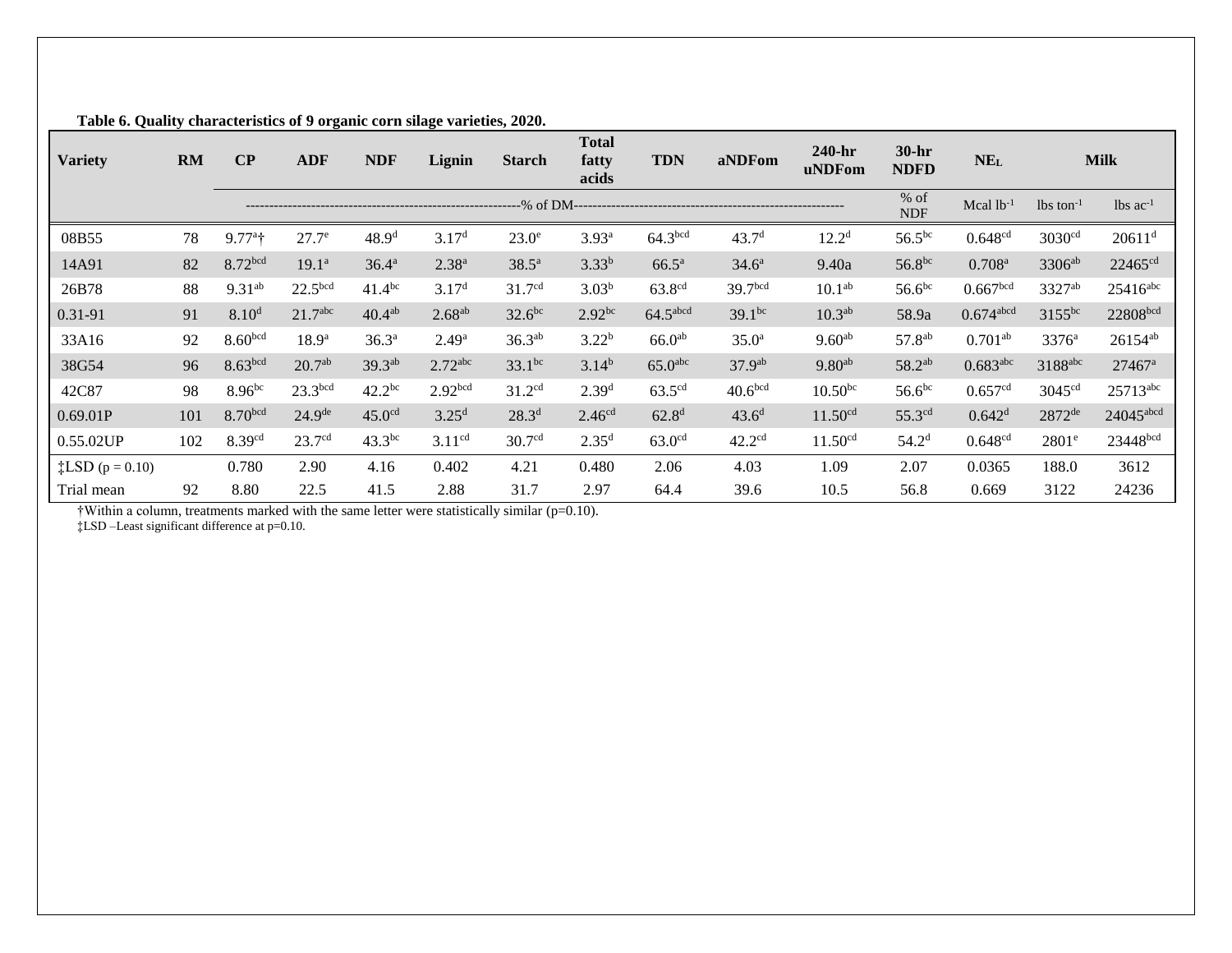**Table 6. Quality characteristics of 9 organic corn silage varieties, 2020.**

| Variety | RM | CP | ADF | NDF | Lignin | Starch | Total fatty acids | TDN | aNDFom | 240-hr uNDFom | 30-hr NDFD | NE$_L$ | Milk | |
|---|---|---|---|---|---|---|---|---|---|---|---|---|---|---|
| | | ------------------------------------------------------------% of DM------------------------------------------------------------ | | | | | | | | | % of NDF | Mcal lb$^{-1}$ | lbs ton$^{-1}$ | lbs ac$^{-1}$ |
| 08B55 | 78 | 9.77[a]† | 27.7[e] | 48.9[d] | 3.17[d] | 23.0[e] | 3.93[a] | 64.3[bcd] | 43.7[d] | 12.2[d] | 56.5[bc] | 0.648[cd] | 3030[cd] | 20611[d] |
| 14A91 | 82 | 8.72[bcd] | 19.1[a] | 36.4[a] | 2.38[a] | 38.5[a] | 3.33[b] | 66.5[a] | 34.6[a] | 9.40a | 56.8[bc] | 0.708[a] | 3306[ab] | 22465[cd] |
| 26B78 | 88 | 9.31[ab] | 22.5[bcd] | 41.4[bc] | 3.17[d] | 31.7[cd] | 3.03[b] | 63.8[cd] | 39.7[bcd] | 10.1[ab] | 56.6[bc] | 0.667[bcd] | 3327[ab] | 25416[abc] |
| 0.31-91 | 91 | 8.10[d] | 21.7[abc] | 40.4[ab] | 2.68[ab] | 32.6[bc] | 2.92[bc] | 64.5[abcd] | 39.1[bc] | 10.3[ab] | 58.9a | 0.674[abcd] | 3155[bc] | 22808[bcd] |
| 33A16 | 92 | 8.60[bcd] | 18.9[a] | 36.3[a] | 2.49[a] | 36.3[ab] | 3.22[b] | 66.0[ab] | 35.0[a] | 9.60[ab] | 57.8[ab] | 0.701[ab] | 3376[a] | 26154[ab] |
| 38G54 | 96 | 8.63[bcd] | 20.7[ab] | 39.3[ab] | 2.72[abc] | 33.1[bc] | 3.14[b] | 65.0[abc] | 37.9[ab] | 9.80[ab] | 58.2[ab] | 0.683[abc] | 3188[abc] | 27467[a] |
| 42C87 | 98 | 8.96[bc] | 23.3[bcd] | 42.2[bc] | 2.92[bcd] | 31.2[cd] | 2.39[d] | 63.5[cd] | 40.6[bcd] | 10.50[bc] | 56.6[bc] | 0.657[cd] | 3045[cd] | 25713[abc] |
| 0.69.01P | 101 | 8.70[bcd] | 24.9[de] | 45.0[cd] | 3.25[d] | 28.3[d] | 2.46[cd] | 62.8[d] | 43.6[d] | 11.50[cd] | 55.3[cd] | 0.642[d] | 2872[de] | 24045[abcd] |
| 0.55.02UP | 102 | 8.39[cd] | 23.7[cd] | 43.3[bc] | 3.11[cd] | 30.7[cd] | 2.35[d] | 63.0[cd] | 42.2[cd] | 11.50[cd] | 54.2[d] | 0.648[cd] | 2801[e] | 23448[bcd] |
| ‡LSD ($p = 0.10$) | | 0.780 | 2.90 | 4.16 | 0.402 | 4.21 | 0.480 | 2.06 | 4.03 | 1.09 | 2.07 | 0.0365 | 188.0 | 3612 |
| Trial mean | 92 | 8.80 | 22.5 | 41.5 | 2.88 | 31.7 | 2.97 | 64.4 | 39.6 | 10.5 | 56.8 | 0.669 | 3122 | 24236 |

†Within a column, treatments marked with the same letter were statistically similar (p=0.10).
‡LSD –Least significant difference at p=0.10.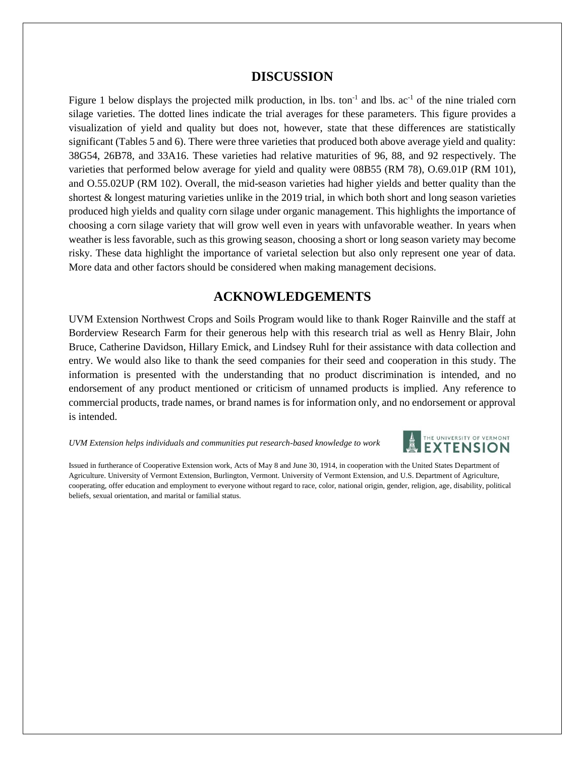## DISCUSSION

Figure 1 below displays the projected milk production, in lbs. $ton^{-1}$ and lbs. $ac^{-1}$ of the nine trialed corn silage varieties. The dotted lines indicate the trial averages for these parameters. This figure provides a visualization of yield and quality but does not, however, state that these differences are statistically significant (Tables 5 and 6). There were three varieties that produced both above average yield and quality: 38G54, 26B78, and 33A16. These varieties had relative maturities of 96, 88, and 92 respectively. The varieties that performed below average for yield and quality were 08B55 (RM 78), O.69.01P (RM 101), and O.55.02UP (RM 102). Overall, the mid-season varieties had higher yields and better quality than the shortest & longest maturing varieties unlike in the 2019 trial, in which both short and long season varieties produced high yields and quality corn silage under organic management. This highlights the importance of choosing a corn silage variety that will grow well even in years with unfavorable weather. In years when weather is less favorable, such as this growing season, choosing a short or long season variety may become risky. These data highlight the importance of varietal selection but also only represent one year of data. More data and other factors should be considered when making management decisions.

## ACKNOWLEDGEMENTS

UVM Extension Northwest Crops and Soils Program would like to thank Roger Rainville and the staff at Borderview Research Farm for their generous help with this research trial as well as Henry Blair, John Bruce, Catherine Davidson, Hillary Emick, and Lindsey Ruhl for their assistance with data collection and entry. We would also like to thank the seed companies for their seed and cooperation in this study. The information is presented with the understanding that no product discrimination is intended, and no endorsement of any product mentioned or criticism of unnamed products is implied. Any reference to commercial products, trade names, or brand names is for information only, and no endorsement or approval is intended.

*UVM Extension helps individuals and communities put research-based knowledge to work*

THE UNIVERSITY OF VERMONT EXTENSION

Issued in furtherance of Cooperative Extension work, Acts of May 8 and June 30, 1914, in cooperation with the United States Department of Agriculture. University of Vermont Extension, Burlington, Vermont. University of Vermont Extension, and U.S. Department of Agriculture, cooperating, offer education and employment to everyone without regard to race, color, national origin, gender, religion, age, disability, political beliefs, sexual orientation, and marital or familial status.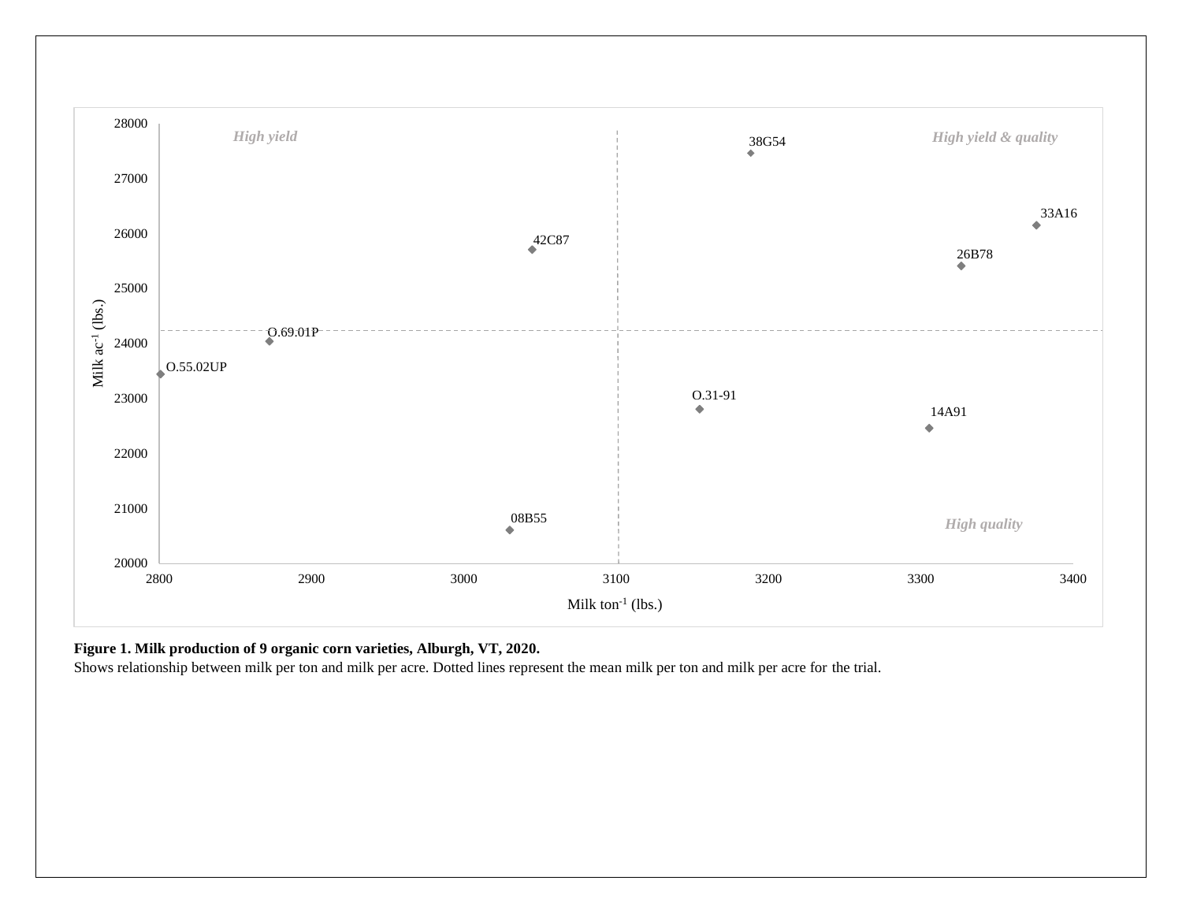High yield

High yield & quality

High quality

38G54

33A16

42C87

26B78

O.69.01P

O.55.02UP

O.31-91

14A91

08B55

28000
27000
26000
25000
24000
23000
22000
21000
20000

2800
2900
3000
3100
3200
3300
3400

Milk $ac^{-1}$ (lbs.)

Milk $ton^{-1}$ (lbs.)

**Figure 1. Milk production of 9 organic corn varieties, Alburgh, VT, 2020.**
Shows relationship between milk per ton and milk per acre. Dotted lines represent the mean milk per ton and milk per acre for the trial.